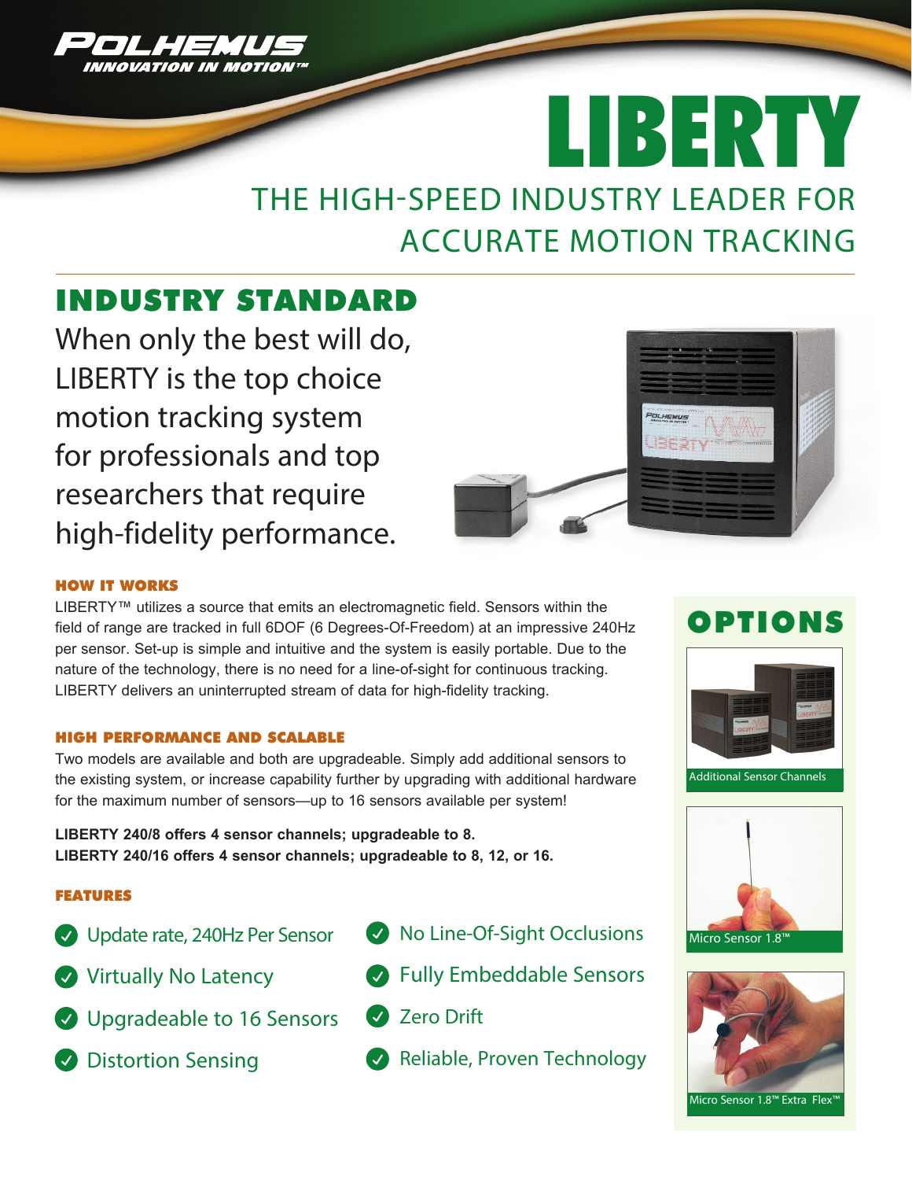POLHEMUS

INNOVATION IN MOTION™

# LIBERTY

## THE HIGH-SPEED INDUSTRY LEADER FOR ACCURATE MOTION TRACKING

## INDUSTRY STANDARD

When only the best will do, LIBERTY is the top choice motion tracking system for professionals and top researchers that require high-fidelity performance.

### HOW IT WORKS

LIBERTY™ utilizes a source that emits an electromagnetic field. Sensors within the field of range are tracked in full 6DOF (6 Degrees-Of-Freedom) at an impressive 240Hz per sensor. Set-up is simple and intuitive and the system is easily portable. Due to the nature of the technology, there is no need for a line-of-sight for continuous tracking. LIBERTY delivers an uninterrupted stream of data for high-fidelity tracking.

### HIGH PERFORMANCE AND SCALABLE

Two models are available and both are upgradeable. Simply add additional sensors to the existing system, or increase capability further by upgrading with additional hardware for the maximum number of sensors—up to 16 sensors available per system!

**LIBERTY 240/8 offers 4 sensor channels; upgradeable to 8.**
**LIBERTY 240/16 offers 4 sensor channels; upgradeable to 8, 12, or 16.**

### FEATURES

- Update rate, 240Hz Per Sensor
- Virtually No Latency
- Upgradeable to 16 Sensors
- Distortion Sensing
- No Line-Of-Sight Occlusions
- Fully Embeddable Sensors
- Zero Drift
- Reliable, Proven Technology

## OPTIONS

Additional Sensor Channels

Micro Sensor 1.8™

Micro Sensor 1.8™ Extra Flex™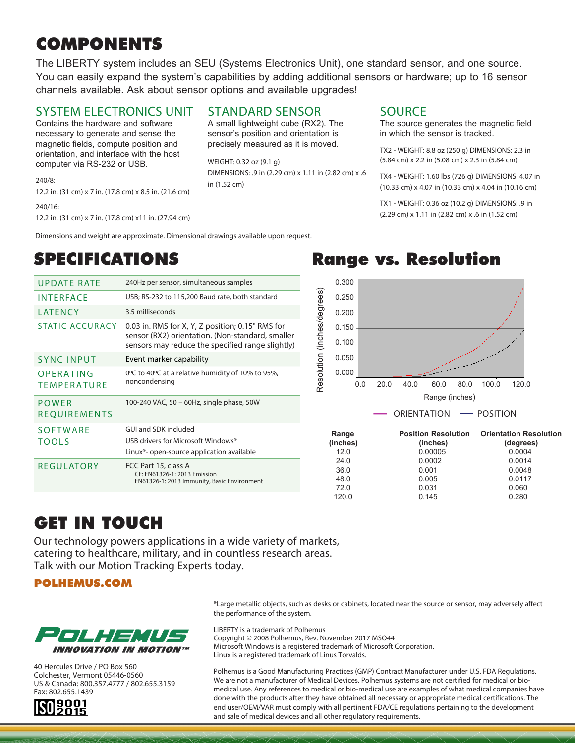# COMPONENTS

The LIBERTY system includes an SEU (Systems Electronics Unit), one standard sensor, and one source. You can easily expand the system's capabilities by adding additional sensors or hardware; up to 16 sensor channels available. Ask about sensor options and available upgrades!

## SYSTEM ELECTRONICS UNIT

Contains the hardware and software necessary to generate and sense the magnetic fields, compute position and orientation, and interface with the host computer via RS-232 or USB.

240/8:

12.2 in. (31 cm) x 7 in. (17.8 cm) x 8.5 in. (21.6 cm)

240/16:

12.2 in. (31 cm) x 7 in. (17.8 cm) x11 in. (27.94 cm)

## STANDARD SENSOR

A small lightweight cube (RX2). The sensor's position and orientation is precisely measured as it is moved.

WEIGHT: 0.32 oz (9.1 g)

DIMENSIONS: .9 in (2.29 cm) x 1.11 in (2.82 cm) x .6 in (1.52 cm)

## SOURCE

The source generates the magnetic field in which the sensor is tracked.

TX2 - WEIGHT: 8.8 oz (250 g) DIMENSIONS: 2.3 in (5.84 cm) x 2.2 in (5.08 cm) x 2.3 in (5.84 cm)

TX4 - WEIGHT: 1.60 lbs (726 g) DIMENSIONS: 4.07 in (10.33 cm) x 4.07 in (10.33 cm) x 4.04 in (10.16 cm)

TX1 - WEIGHT: 0.36 oz (10.2 g) DIMENSIONS: .9 in (2.29 cm) x 1.11 in (2.82 cm) x .6 in (1.52 cm)

Dimensions and weight are approximate. Dimensional drawings available upon request.

# SPECIFICATIONS

| | |
|---|---|
| UPDATE RATE | 240Hz per sensor, simultaneous samples |
| INTERFACE | USB; RS-232 to 115,200 Baud rate, both standard |
| LATENCY | 3.5 milliseconds |
| STATIC ACCURACY | 0.03 in. RMS for X, Y, Z position; 0.15° RMS for sensor (RX2) orientation. (Non-standard, smaller sensors may reduce the specified range slightly) |
| SYNC INPUT | Event marker capability |
| OPERATING TEMPERATURE | 0ºC to 40ºC at a relative humidity of 10% to 95%, noncondensing |
| POWER REQUIREMENTS | 100-240 VAC, 50 – 60Hz, single phase, 50W |
| SOFTWARE TOOLS | GUI and SDK included<br>USB drivers for Microsoft Windows®<br>Linux®- open-source application available |
| REGULATORY | FCC Part 15, class A<br>CE: EN61326-1: 2013 Emission<br>EN61326-1: 2013 Immunity, Basic Environment |

# Range vs. Resolution

Resolution (inches/degrees)

0.300
0.250
0.200
0.150
0.100
0.050
0.000

0.0 20.0 40.0 60.0 80.0 100.0 120.0

Range (inches)

ORIENTATION — POSITION

| Range (inches) | Position Resolution (inches) | Orientation Resolution (degrees) |
|---|---|---|
| 12.0 | 0.00005 | 0.0004 |
| 24.0 | 0.0002 | 0.0014 |
| 36.0 | 0.001 | 0.0048 |
| 48.0 | 0.005 | 0.0117 |
| 72.0 | 0.031 | 0.060 |
| 120.0 | 0.145 | 0.280 |

# GET IN TOUCH

Our technology powers applications in a wide variety of markets, catering to healthcare, military, and in countless research areas. Talk with our Motion Tracking Experts today.

**POLHEMUS.COM**

*Large metallic objects, such as desks or cabinets, located near the source or sensor, may adversely affect the performance of the system.

POLHEMUS
INNOVATION IN MOTION™

40 Hercules Drive / PO Box 560
Colchester, Vermont 05446-0560
US & Canada: 800.357.4777 / 802.655.3159
Fax: 802.655.1439

ISO 9001 2015

LIBERTY is a trademark of Polhemus
Copyright © 2008 Polhemus, Rev. November 2017 MSO44
Microsoft Windows is a registered trademark of Microsoft Corporation.
Linux is a registered trademark of Linus Torvalds.

Polhemus is a Good Manufacturing Practices (GMP) Contract Manufacturer under U.S. FDA Regulations. We are not a manufacturer of Medical Devices. Polhemus systems are not certified for medical or bio-medical use. Any references to medical or bio-medical use are examples of what medical companies have done with the products after they have obtained all necessary or appropriate medical certifications. The end user/OEM/VAR must comply with all pertinent FDA/CE regulations pertaining to the development and sale of medical devices and all other regulatory requirements.